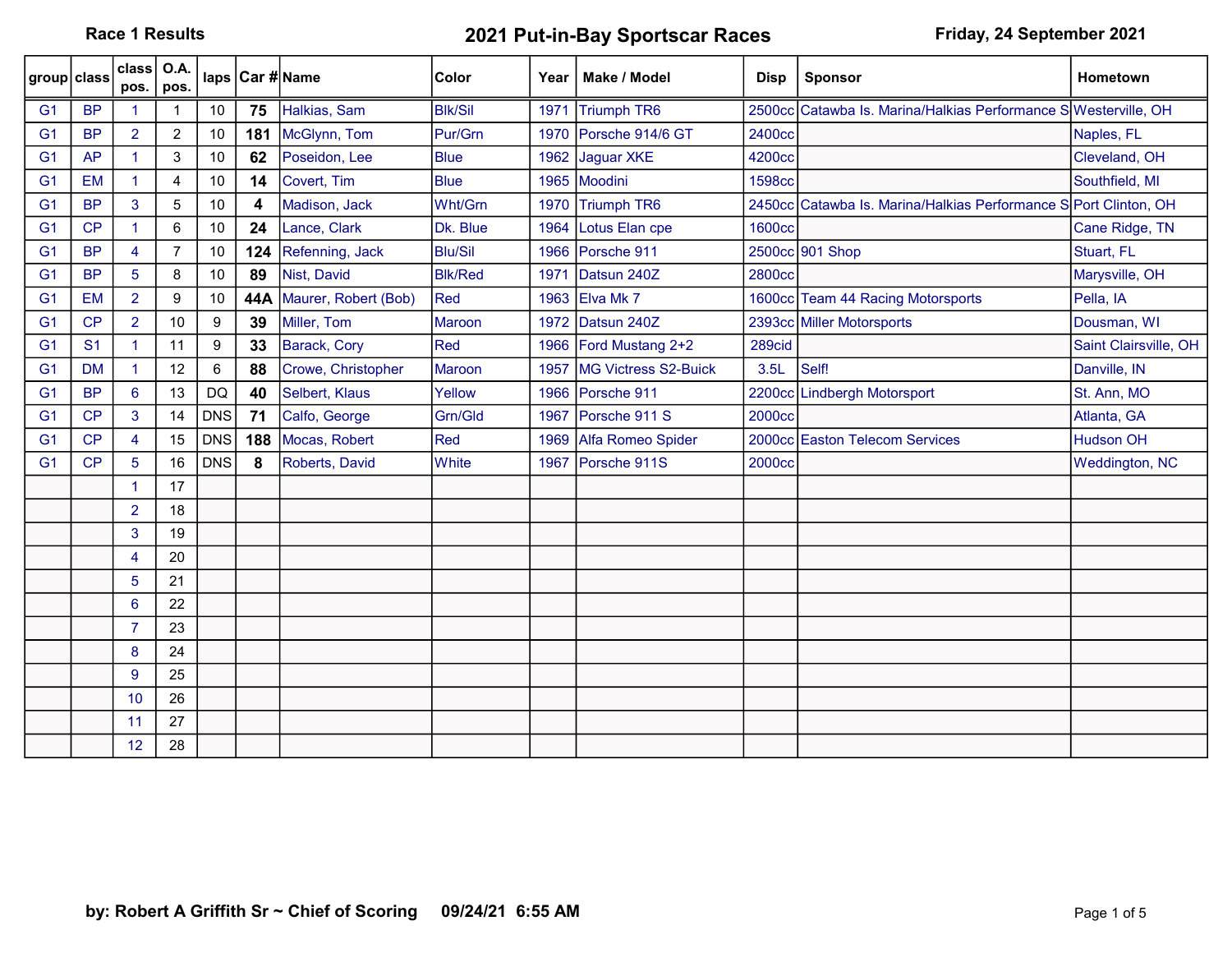**Race 1 Results** | **2021 Put-in-Bay Sportscar Races** | **Friday, 24 September 2021**

| group | class | class pos. | O.A. pos. | laps | Car # | Name | Color | Year | Make / Model | Disp | Sponsor | Hometown |
|---|---|---|---|---|---|---|---|---|---|---|---|---|
| G1 | BP | 1 | 1 | 10 | **75** | Halkias, Sam | Blk/Sil | 1971 | Triumph TR6 | 2500cc | Catawba Is. Marina/Halkias Performance S | Westerville, OH |
| G1 | BP | 2 | 2 | 10 | **181** | McGlynn, Tom | Pur/Grn | 1970 | Porsche 914/6 GT | 2400cc | | Naples, FL |
| G1 | AP | 1 | 3 | 10 | **62** | Poseidon, Lee | Blue | 1962 | Jaguar XKE | 4200cc | | Cleveland, OH |
| G1 | EM | 1 | 4 | 10 | **14** | Covert, Tim | Blue | 1965 | Moodini | 1598cc | | Southfield, MI |
| G1 | BP | 3 | 5 | 10 | **4** | Madison, Jack | Wht/Grn | 1970 | Triumph TR6 | 2450cc | Catawba Is. Marina/Halkias Performance S | Port Clinton, OH |
| G1 | CP | 1 | 6 | 10 | **24** | Lance, Clark | Dk. Blue | 1964 | Lotus Elan cpe | 1600cc | | Cane Ridge, TN |
| G1 | BP | 4 | 7 | 10 | **124** | Refenning, Jack | Blu/Sil | 1966 | Porsche 911 | 2500cc | 901 Shop | Stuart, FL |
| G1 | BP | 5 | 8 | 10 | **89** | Nist, David | Blk/Red | 1971 | Datsun 240Z | 2800cc | | Marysville, OH |
| G1 | EM | 2 | 9 | 10 | **44A** | Maurer, Robert (Bob) | Red | 1963 | Elva Mk 7 | 1600cc | Team 44 Racing Motorsports | Pella, IA |
| G1 | CP | 2 | 10 | 9 | **39** | Miller, Tom | Maroon | 1972 | Datsun 240Z | 2393cc | Miller Motorsports | Dousman, WI |
| G1 | S1 | 1 | 11 | 9 | **33** | Barack, Cory | Red | 1966 | Ford Mustang 2+2 | 289cid | | Saint Clairsville, OH |
| G1 | DM | 1 | 12 | 6 | **88** | Crowe, Christopher | Maroon | 1957 | MG Victress S2-Buick | 3.5L | Self! | Danville, IN |
| G1 | BP | 6 | 13 | DQ | **40** | Selbert, Klaus | Yellow | 1966 | Porsche 911 | 2200cc | Lindbergh Motorsport | St. Ann, MO |
| G1 | CP | 3 | 14 | DNS | **71** | Calfo, George | Grn/Gld | 1967 | Porsche 911 S | 2000cc | | Atlanta, GA |
| G1 | CP | 4 | 15 | DNS | **188** | Mocas, Robert | Red | 1969 | Alfa Romeo Spider | 2000cc | Easton Telecom Services | Hudson OH |
| G1 | CP | 5 | 16 | DNS | **8** | Roberts, David | White | 1967 | Porsche 911S | 2000cc | | Weddington, NC |
| | | 1 | 17 | | | | | | | | | |
| | | 2 | 18 | | | | | | | | | |
| | | 3 | 19 | | | | | | | | | |
| | | 4 | 20 | | | | | | | | | |
| | | 5 | 21 | | | | | | | | | |
| | | 6 | 22 | | | | | | | | | |
| | | 7 | 23 | | | | | | | | | |
| | | 8 | 24 | | | | | | | | | |
| | | 9 | 25 | | | | | | | | | |
| | | 10 | 26 | | | | | | | | | |
| | | 11 | 27 | | | | | | | | | |
| | | 12 | 28 | | | | | | | | | |

**by: Robert A Griffith Sr ~ Chief of Scoring     09/24/21  6:55 AM**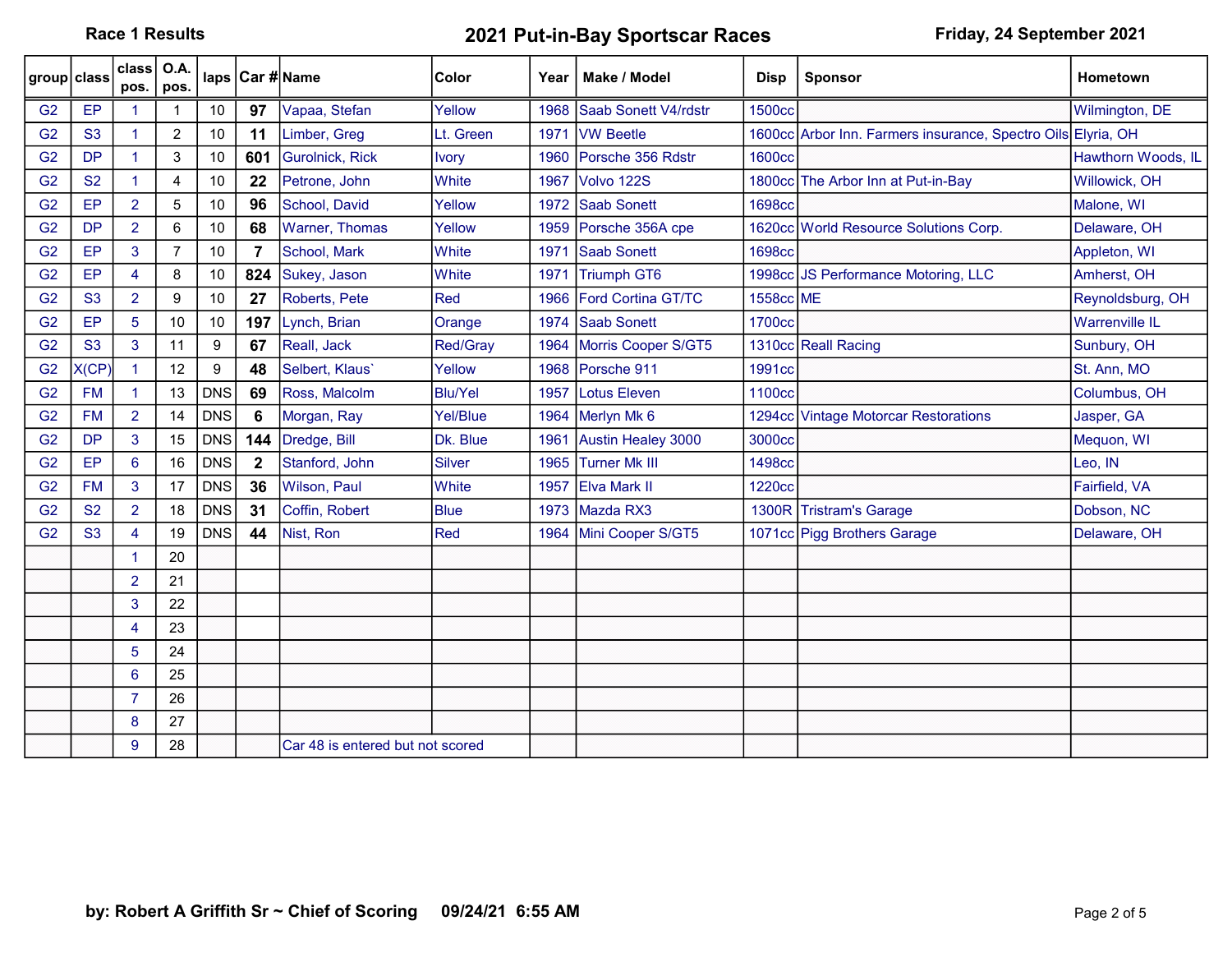**Race 1 Results** **2021 Put-in-Bay Sportscar Races** **Friday, 24 September 2021**

| group | class | class pos. | O.A. pos. | laps | Car # | Name | Color | Year | Make / Model | Disp | Sponsor | Hometown |
|---|---|---|---|---|---|---|---|---|---|---|---|---|
| G2 | EP | 1 | 1 | 10 | **97** | Vapaa, Stefan | Yellow | 1968 | Saab Sonett V4/rdstr | 1500cc | | Wilmington, DE |
| G2 | S3 | 1 | 2 | 10 | **11** | Limber, Greg | Lt. Green | 1971 | VW Beetle | 1600cc | Arbor Inn. Farmers insurance, Spectro Oils | Elyria, OH |
| G2 | DP | 1 | 3 | 10 | **601** | Gurolnick, Rick | Ivory | 1960 | Porsche 356 Rdstr | 1600cc | | Hawthorn Woods, IL |
| G2 | S2 | 1 | 4 | 10 | **22** | Petrone, John | White | 1967 | Volvo 122S | 1800cc | The Arbor Inn at Put-in-Bay | Willowick, OH |
| G2 | EP | 2 | 5 | 10 | **96** | School, David | Yellow | 1972 | Saab Sonett | 1698cc | | Malone, WI |
| G2 | DP | 2 | 6 | 10 | **68** | Warner, Thomas | Yellow | 1959 | Porsche 356A cpe | 1620cc | World Resource Solutions Corp. | Delaware, OH |
| G2 | EP | 3 | 7 | 10 | **7** | School, Mark | White | 1971 | Saab Sonett | 1698cc | | Appleton, WI |
| G2 | EP | 4 | 8 | 10 | **824** | Sukey, Jason | White | 1971 | Triumph GT6 | 1998cc | JS Performance Motoring, LLC | Amherst, OH |
| G2 | S3 | 2 | 9 | 10 | **27** | Roberts, Pete | Red | 1966 | Ford Cortina GT/TC | 1558cc | ME | Reynoldsburg, OH |
| G2 | EP | 5 | 10 | 10 | **197** | Lynch, Brian | Orange | 1974 | Saab Sonett | 1700cc | | Warrenville IL |
| G2 | S3 | 3 | 11 | 9 | **67** | Reall, Jack | Red/Gray | 1964 | Morris Cooper S/GT5 | 1310cc | Reall Racing | Sunbury, OH |
| G2 | X(CP) | 1 | 12 | 9 | **48** | Selbert, Klaus` | Yellow | 1968 | Porsche 911 | 1991cc | | St. Ann, MO |
| G2 | FM | 1 | 13 | DNS | **69** | Ross, Malcolm | Blu/Yel | 1957 | Lotus Eleven | 1100cc | | Columbus, OH |
| G2 | FM | 2 | 14 | DNS | **6** | Morgan, Ray | Yel/Blue | 1964 | Merlyn Mk 6 | 1294cc | Vintage Motorcar Restorations | Jasper, GA |
| G2 | DP | 3 | 15 | DNS | **144** | Dredge, Bill | Dk. Blue | 1961 | Austin Healey 3000 | 3000cc | | Mequon, WI |
| G2 | EP | 6 | 16 | DNS | **2** | Stanford, John | Silver | 1965 | Turner Mk III | 1498cc | | Leo, IN |
| G2 | FM | 3 | 17 | DNS | **36** | Wilson, Paul | White | 1957 | Elva Mark II | 1220cc | | Fairfield, VA |
| G2 | S2 | 2 | 18 | DNS | **31** | Coffin, Robert | Blue | 1973 | Mazda RX3 | 1300R | Tristram's Garage | Dobson, NC |
| G2 | S3 | 4 | 19 | DNS | **44** | Nist, Ron | Red | 1964 | Mini Cooper S/GT5 | 1071cc | Pigg Brothers Garage | Delaware, OH |
| | | 1 | 20 | | | | | | | | | |
| | | 2 | 21 | | | | | | | | | |
| | | 3 | 22 | | | | | | | | | |
| | | 4 | 23 | | | | | | | | | |
| | | 5 | 24 | | | | | | | | | |
| | | 6 | 25 | | | | | | | | | |
| | | 7 | 26 | | | | | | | | | |
| | | 8 | 27 | | | | | | | | | |
| | | 9 | 28 | | | Car 48 is entered but not scored | | | | | | |

**by: Robert A Griffith Sr ~ Chief of Scoring 09/24/21 6:55 AM**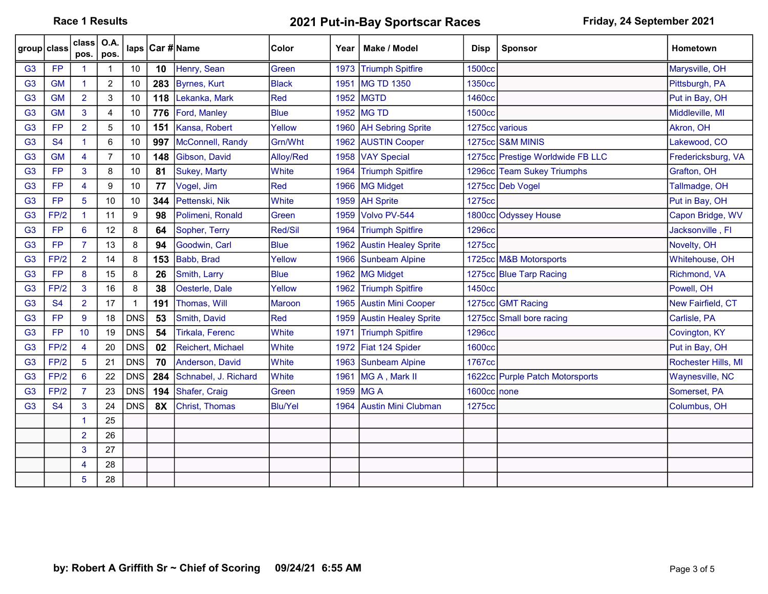**Race 1 Results** **2021 Put-in-Bay Sportscar Races** **Friday, 24 September 2021**

| group | class | class pos. | O.A. pos. | laps | Car # | Name | Color | Year | Make / Model | Disp | Sponsor | Hometown |
|---|---|---|---|---|---|---|---|---|---|---|---|---|
| G3 | FP | 1 | 1 | 10 | **10** | Henry, Sean | Green | 1973 | Triumph Spitfire | 1500cc | | Marysville, OH |
| G3 | GM | 1 | 2 | 10 | **283** | Byrnes, Kurt | Black | 1951 | MG TD 1350 | 1350cc | | Pittsburgh, PA |
| G3 | GM | 2 | 3 | 10 | **118** | Lekanka, Mark | Red | 1952 | MGTD | 1460cc | | Put in Bay, OH |
| G3 | GM | 3 | 4 | 10 | **776** | Ford, Manley | Blue | 1952 | MG TD | 1500cc | | Middleville, MI |
| G3 | FP | 2 | 5 | 10 | **151** | Kansa, Robert | Yellow | 1960 | AH Sebring Sprite | 1275cc | various | Akron, OH |
| G3 | S4 | 1 | 6 | 10 | **997** | McConnell, Randy | Grn/Wht | 1962 | AUSTIN Cooper | 1275cc | S&M MINIS | Lakewood, CO |
| G3 | GM | 4 | 7 | 10 | **148** | Gibson, David | Alloy/Red | 1958 | VAY Special | 1275cc | Prestige Worldwide FB LLC | Fredericksburg, VA |
| G3 | FP | 3 | 8 | 10 | **81** | Sukey, Marty | White | 1964 | Triumph Spitfire | 1296cc | Team Sukey Triumphs | Grafton, OH |
| G3 | FP | 4 | 9 | 10 | **77** | Vogel, Jim | Red | 1966 | MG Midget | 1275cc | Deb Vogel | Tallmadge, OH |
| G3 | FP | 5 | 10 | 10 | **344** | Pettenski, Nik | White | 1959 | AH Sprite | 1275cc | | Put in Bay, OH |
| G3 | FP/2 | 1 | 11 | 9 | **98** | Polimeni, Ronald | Green | 1959 | Volvo PV-544 | 1800cc | Odyssey House | Capon Bridge, WV |
| G3 | FP | 6 | 12 | 8 | **64** | Sopher, Terry | Red/Sil | 1964 | Triumph Spitfire | 1296cc | | Jacksonville , Fl |
| G3 | FP | 7 | 13 | 8 | **94** | Goodwin, Carl | Blue | 1962 | Austin Healey Sprite | 1275cc | | Novelty, OH |
| G3 | FP/2 | 2 | 14 | 8 | **153** | Babb, Brad | Yellow | 1966 | Sunbeam Alpine | 1725cc | M&B Motorsports | Whitehouse, OH |
| G3 | FP | 8 | 15 | 8 | **26** | Smith, Larry | Blue | 1962 | MG Midget | 1275cc | Blue Tarp Racing | Richmond, VA |
| G3 | FP/2 | 3 | 16 | 8 | **38** | Oesterle, Dale | Yellow | 1962 | Triumph Spitfire | 1450cc | | Powell, OH |
| G3 | S4 | 2 | 17 | 1 | **191** | Thomas, Will | Maroon | 1965 | Austin Mini Cooper | 1275cc | GMT Racing | New Fairfield, CT |
| G3 | FP | 9 | 18 | DNS | **53** | Smith, David | Red | 1959 | Austin Healey Sprite | 1275cc | Small bore racing | Carlisle, PA |
| G3 | FP | 10 | 19 | DNS | **54** | Tirkala, Ferenc | White | 1971 | Triumph Spitfire | 1296cc | | Covington, KY |
| G3 | FP/2 | 4 | 20 | DNS | **02** | Reichert, Michael | White | 1972 | Fiat 124 Spider | 1600cc | | Put in Bay, OH |
| G3 | FP/2 | 5 | 21 | DNS | **70** | Anderson, David | White | 1963 | Sunbeam Alpine | 1767cc | | Rochester Hills, MI |
| G3 | FP/2 | 6 | 22 | DNS | **284** | Schnabel, J. Richard | White | 1961 | MG A , Mark II | 1622cc | Purple Patch Motorsports | Waynesville, NC |
| G3 | FP/2 | 7 | 23 | DNS | **194** | Shafer, Craig | Green | 1959 | MG A | 1600cc | none | Somerset, PA |
| G3 | S4 | 3 | 24 | DNS | **8X** | Christ, Thomas | Blu/Yel | 1964 | Austin Mini Clubman | 1275cc | | Columbus, OH |
| | | 1 | 25 | | | | | | | | | |
| | | 2 | 26 | | | | | | | | | |
| | | 3 | 27 | | | | | | | | | |
| | | 4 | 28 | | | | | | | | | |
| | | 5 | 28 | | | | | | | | | |

**by: Robert A Griffith Sr ~ Chief of Scoring 09/24/21 6:55 AM**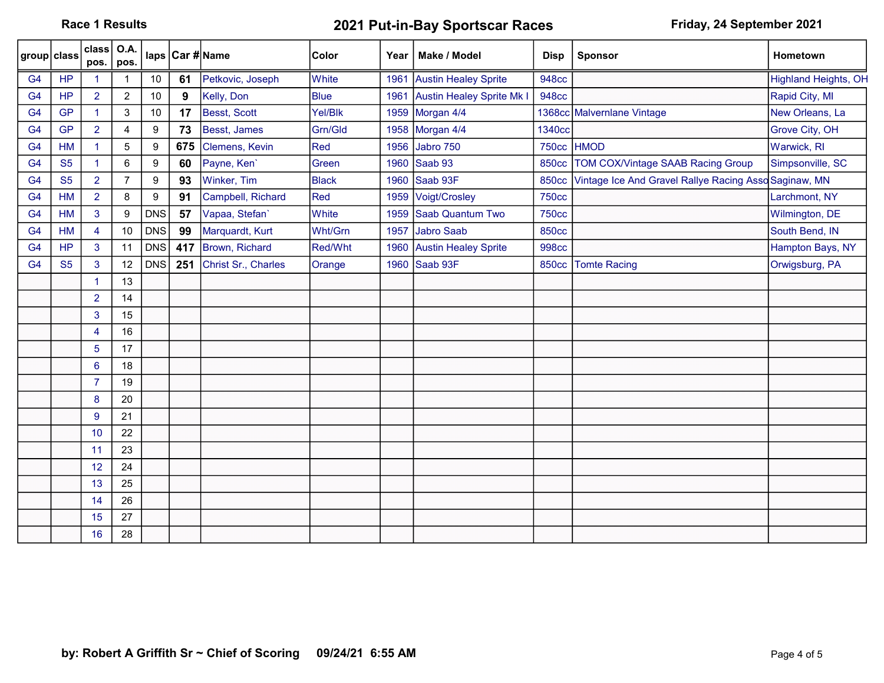**Race 1 Results** | **2021 Put-in-Bay Sportscar Races** | **Friday, 24 September 2021**

| group | class | class pos. | O.A. pos. | laps | Car # | Name | Color | Year | Make / Model | Disp | Sponsor | Hometown |
|---|---|---|---|---|---|---|---|---|---|---|---|---|
| G4 | HP | 1 | 1 | 10 | **61** | Petkovic, Joseph | White | 1961 | Austin Healey Sprite | 948cc | | Highland Heights, OH |
| G4 | HP | 2 | 2 | 10 | **9** | Kelly, Don | Blue | 1961 | Austin Healey Sprite Mk I | 948cc | | Rapid City, MI |
| G4 | GP | 1 | 3 | 10 | **17** | Besst, Scott | Yel/Blk | 1959 | Morgan 4/4 | 1368cc | Malvernlane Vintage | New Orleans, La |
| G4 | GP | 2 | 4 | 9 | **73** | Besst, James | Grn/Gld | 1958 | Morgan 4/4 | 1340cc | | Grove City, OH |
| G4 | HM | 1 | 5 | 9 | **675** | Clemens, Kevin | Red | 1956 | Jabro 750 | 750cc | HMOD | Warwick, RI |
| G4 | S5 | 1 | 6 | 9 | **60** | Payne, Ken` | Green | 1960 | Saab 93 | 850cc | TOM COX/Vintage SAAB Racing Group | Simpsonville, SC |
| G4 | S5 | 2 | 7 | 9 | **93** | Winker, Tim | Black | 1960 | Saab 93F | 850cc | Vintage Ice And Gravel Rallye Racing Asso | Saginaw, MN |
| G4 | HM | 2 | 8 | 9 | **91** | Campbell, Richard | Red | 1959 | Voigt/Crosley | 750cc | | Larchmont, NY |
| G4 | HM | 3 | 9 | DNS | **57** | Vapaa, Stefan` | White | 1959 | Saab Quantum Two | 750cc | | Wilmington, DE |
| G4 | HM | 4 | 10 | DNS | **99** | Marquardt, Kurt | Wht/Grn | 1957 | Jabro Saab | 850cc | | South Bend, IN |
| G4 | HP | 3 | 11 | DNS | **417** | Brown, Richard | Red/Wht | 1960 | Austin Healey Sprite | 998cc | | Hampton Bays, NY |
| G4 | S5 | 3 | 12 | DNS | **251** | Christ Sr., Charles | Orange | 1960 | Saab 93F | 850cc | Tomte Racing | Orwigsburg, PA |
| | | 1 | 13 | | | | | | | | | |
| | | 2 | 14 | | | | | | | | | |
| | | 3 | 15 | | | | | | | | | |
| | | 4 | 16 | | | | | | | | | |
| | | 5 | 17 | | | | | | | | | |
| | | 6 | 18 | | | | | | | | | |
| | | 7 | 19 | | | | | | | | | |
| | | 8 | 20 | | | | | | | | | |
| | | 9 | 21 | | | | | | | | | |
| | | 10 | 22 | | | | | | | | | |
| | | 11 | 23 | | | | | | | | | |
| | | 12 | 24 | | | | | | | | | |
| | | 13 | 25 | | | | | | | | | |
| | | 14 | 26 | | | | | | | | | |
| | | 15 | 27 | | | | | | | | | |
| | | 16 | 28 | | | | | | | | | |

**by: Robert A Griffith Sr ~ Chief of Scoring 09/24/21 6:55 AM**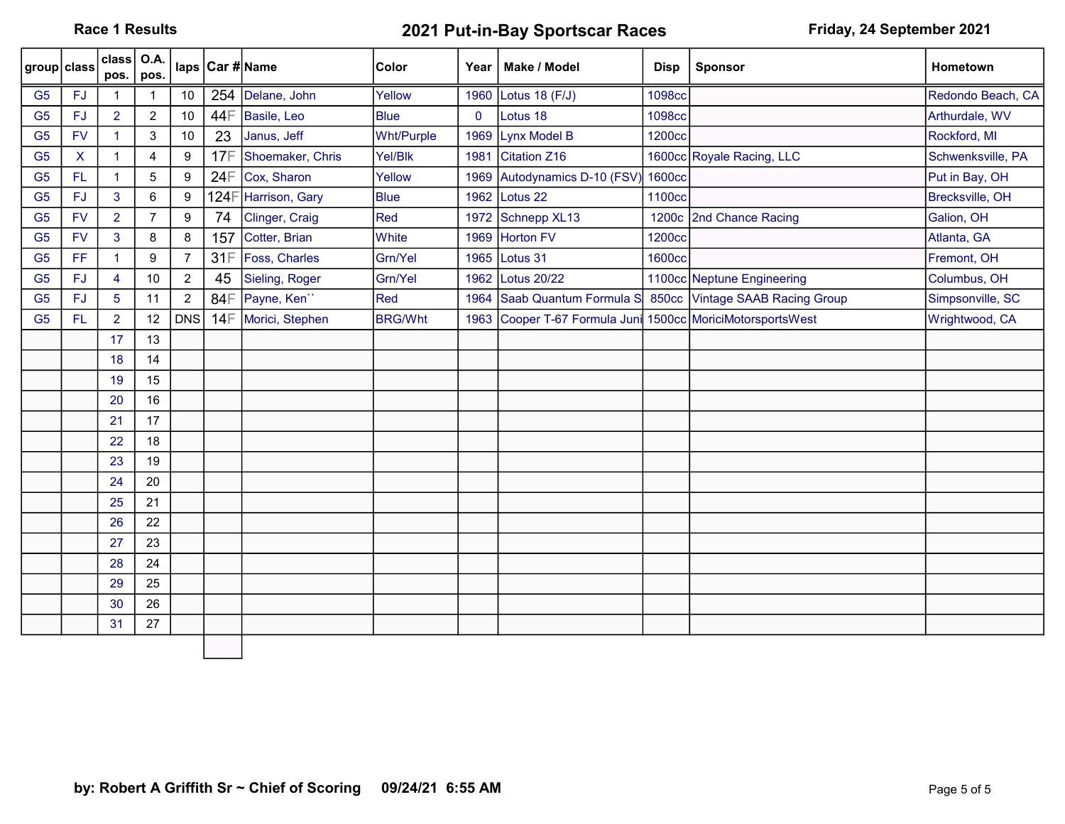Race 1 Results

# 2021 Put-in-Bay Sportscar Races

Friday, 24 September 2021

| group | class | class pos. | O.A. pos. | laps | Car # | Name | Color | Year | Make / Model | Disp | Sponsor | Hometown |
|---|---|---|---|---|---|---|---|---|---|---|---|---|
| G5 | FJ | 1 | 1 | 10 | 254 | Delane, John | Yellow | 1960 | Lotus 18 (F/J) | 1098cc | | Redondo Beach, CA |
| G5 | FJ | 2 | 2 | 10 | 44F | Basile, Leo | Blue | 0 | Lotus 18 | 1098cc | | Arthurdale, WV |
| G5 | FV | 1 | 3 | 10 | 23 | Janus, Jeff | Wht/Purple | 1969 | Lynx Model B | 1200cc | | Rockford, MI |
| G5 | X | 1 | 4 | 9 | 17F | Shoemaker, Chris | Yel/Blk | 1981 | Citation Z16 | 1600cc | Royale Racing, LLC | Schwenksville, PA |
| G5 | FL | 1 | 5 | 9 | 24F | Cox, Sharon | Yellow | 1969 | Autodynamics D-10 (FSV) | 1600cc | | Put in Bay, OH |
| G5 | FJ | 3 | 6 | 9 | 124F | Harrison, Gary | Blue | 1962 | Lotus 22 | 1100cc | | Brecksville, OH |
| G5 | FV | 2 | 7 | 9 | 74 | Clinger, Craig | Red | 1972 | Schnepp XL13 | 1200c | 2nd Chance Racing | Galion, OH |
| G5 | FV | 3 | 8 | 8 | 157 | Cotter, Brian | White | 1969 | Horton FV | 1200cc | | Atlanta, GA |
| G5 | FF | 1 | 9 | 7 | 31F | Foss, Charles | Grn/Yel | 1965 | Lotus 31 | 1600cc | | Fremont, OH |
| G5 | FJ | 4 | 10 | 2 | 45 | Sieling, Roger | Grn/Yel | 1962 | Lotus 20/22 | 1100cc | Neptune Engineering | Columbus, OH |
| G5 | FJ | 5 | 11 | 2 | 84F | Payne, Ken`` | Red | 1964 | Saab Quantum Formula S | 850cc | Vintage SAAB Racing Group | Simpsonville, SC |
| G5 | FL | 2 | 12 | DNS | 14F | Morici, Stephen | BRG/Wht | 1963 | Cooper T-67 Formula Juni | 1500cc | MoriciMotorsportsWest | Wrightwood, CA |
| | | 17 | 13 | | | | | | | | | |
| | | 18 | 14 | | | | | | | | | |
| | | 19 | 15 | | | | | | | | | |
| | | 20 | 16 | | | | | | | | | |
| | | 21 | 17 | | | | | | | | | |
| | | 22 | 18 | | | | | | | | | |
| | | 23 | 19 | | | | | | | | | |
| | | 24 | 20 | | | | | | | | | |
| | | 25 | 21 | | | | | | | | | |
| | | 26 | 22 | | | | | | | | | |
| | | 27 | 23 | | | | | | | | | |
| | | 28 | 24 | | | | | | | | | |
| | | 29 | 25 | | | | | | | | | |
| | | 30 | 26 | | | | | | | | | |
| | | 31 | 27 | | | | | | | | | |

**by: Robert A Griffith Sr ~ Chief of Scoring 09/24/21 6:55 AM**